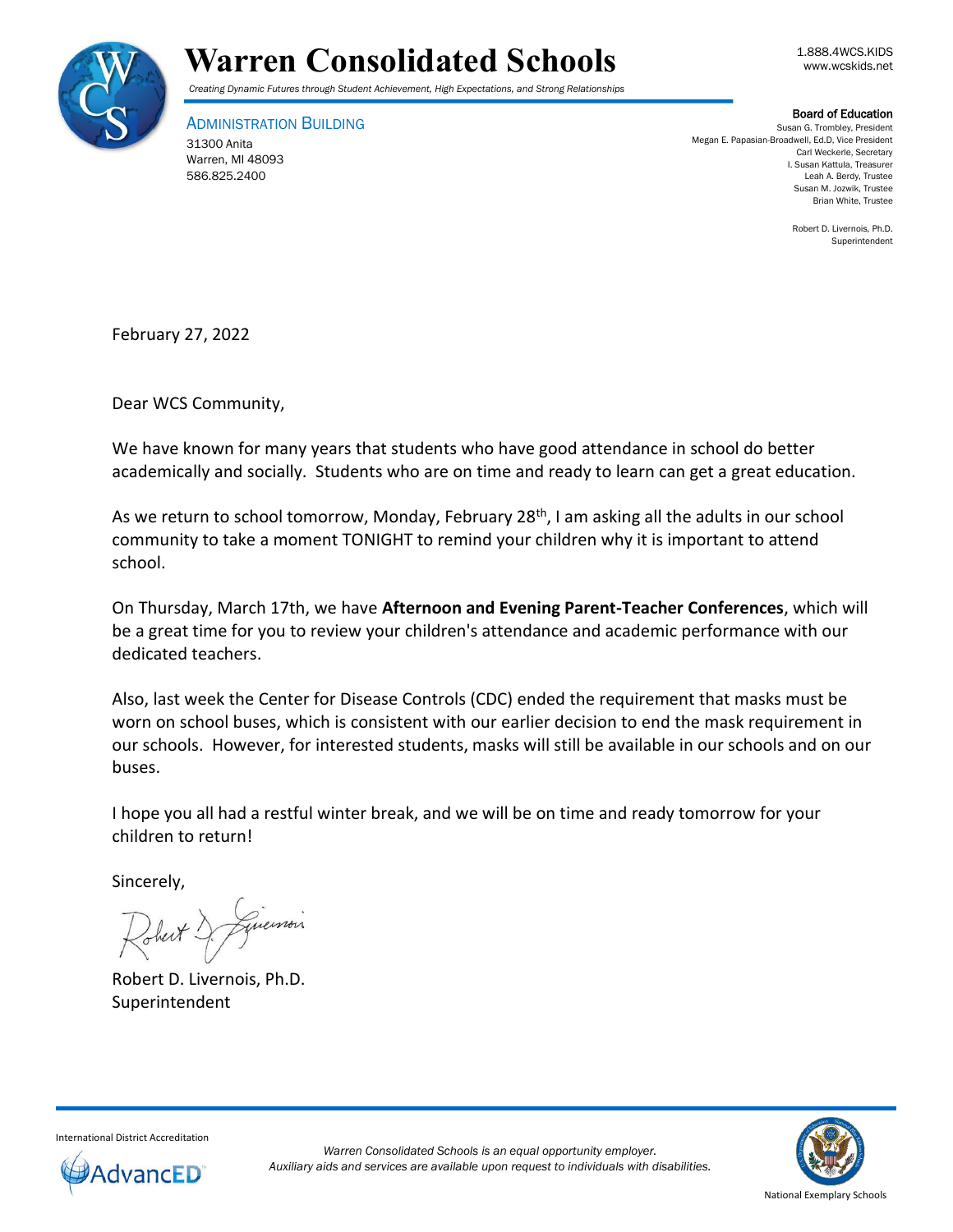# Warren Consolidated Schools

*Creating Dynamic Futures through Student Achievement, High Expectations, and Strong Relationships*

1.888.4WCS.KIDS
www.wcskids.net

ADMINISTRATION BUILDING
31300 Anita
Warren, MI 48093
586.825.2400

**Board of Education**
Susan G. Trombley, President
Megan E. Papasian-Broadwell, Ed.D, Vice President
Carl Weckerle, Secretary
I. Susan Kattula, Treasurer
Leah A. Berdy, Trustee
Susan M. Jozwik, Trustee
Brian White, Trustee

Robert D. Livernois, Ph.D.
Superintendent

February 27, 2022

Dear WCS Community,

We have known for many years that students who have good attendance in school do better academically and socially. Students who are on time and ready to learn can get a great education.

As we return to school tomorrow, Monday, February 28th, I am asking all the adults in our school community to take a moment TONIGHT to remind your children why it is important to attend school.

On Thursday, March 17th, we have **Afternoon and Evening Parent-Teacher Conferences**, which will be a great time for you to review your children's attendance and academic performance with our dedicated teachers.

Also, last week the Center for Disease Controls (CDC) ended the requirement that masks must be worn on school buses, which is consistent with our earlier decision to end the mask requirement in our schools. However, for interested students, masks will still be available in our schools and on our buses.

I hope you all had a restful winter break, and we will be on time and ready tomorrow for your children to return!

Sincerely,

Robert D. Livernois, Ph.D.
Superintendent

International District Accreditation
AdvancED

*Warren Consolidated Schools is an equal opportunity employer.*
*Auxiliary aids and services are available upon request to individuals with disabilities.*

National Exemplary Schools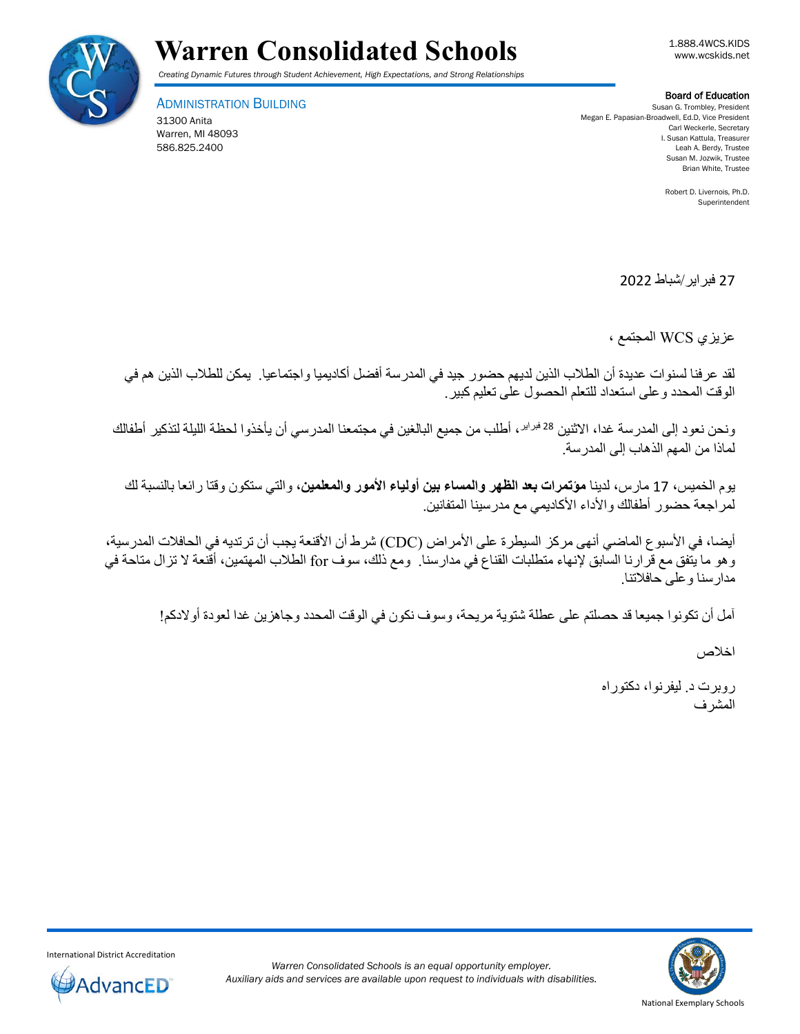# Warren Consolidated Schools

*Creating Dynamic Futures through Student Achievement, High Expectations, and Strong Relationships*

1.888.4WCS.KIDS
www.wcskids.net

ADMINISTRATION BUILDING
31300 Anita
Warren, MI 48093
586.825.2400

**Board of Education**
Susan G. Trombley, President
Megan E. Papasian-Broadwell, Ed.D, Vice President
Carl Weckerle, Secretary
I. Susan Kattula, Treasurer
Leah A. Berdy, Trustee
Susan M. Jozwik, Trustee
Brian White, Trustee

Robert D. Livernois, Ph.D.
Superintendent

27 فبراير/شباط 2022

عزيزي WCS المجتمع ،

لقد عرفنا لسنوات عديدة أن الطلاب الذين لديهم حضور جيد في المدرسة أفضل أكاديميا واجتماعيا. يمكن للطلاب الذين هم في الوقت المحدد وعلى استعداد للتعلم الحصول على تعليم كبير.

ونحن نعود إلى المدرسة غدا، الاثنين 28 فبراير، أطلب من جميع البالغين في مجتمعنا المدرسي أن يأخذوا لحظة الليلة لتذكير أطفالك لماذا من المهم الذهاب إلى المدرسة.

يوم الخميس، 17 مارس، لدينا **مؤتمرات بعد الظهر والمساء بين أولياء الأمور والمعلمين**، والتي ستكون وقتا رائعا بالنسبة لك لمراجعة حضور أطفالك والأداء الأكاديمي مع مدرسينا المتفانين.

أيضا، في الأسبوع الماضي أنهى مركز السيطرة على الأمراض (CDC) شرط أن الأقنعة يجب أن ترتديه في الحافلات المدرسية، وهو ما يتفق مع قرارنا السابق لإنهاء متطلبات القناع في مدارسنا. ومع ذلك، سوف for الطلاب المهتمين، أقنعة لا تزال متاحة في مدارسنا وعلى حافلاتنا.

آمل أن تكونوا جميعا قد حصلتم على عطلة شتوية مريحة، وسوف نكون في الوقت المحدد وجاهزين غدا لعودة أولادكم!

اخلاص

روبرت د. ليفرنوا، دكتوراه
المشرف

International District Accreditation
AdvancED

*Warren Consolidated Schools is an equal opportunity employer.*
*Auxiliary aids and services are available upon request to individuals with disabilities.*

National Exemplary Schools